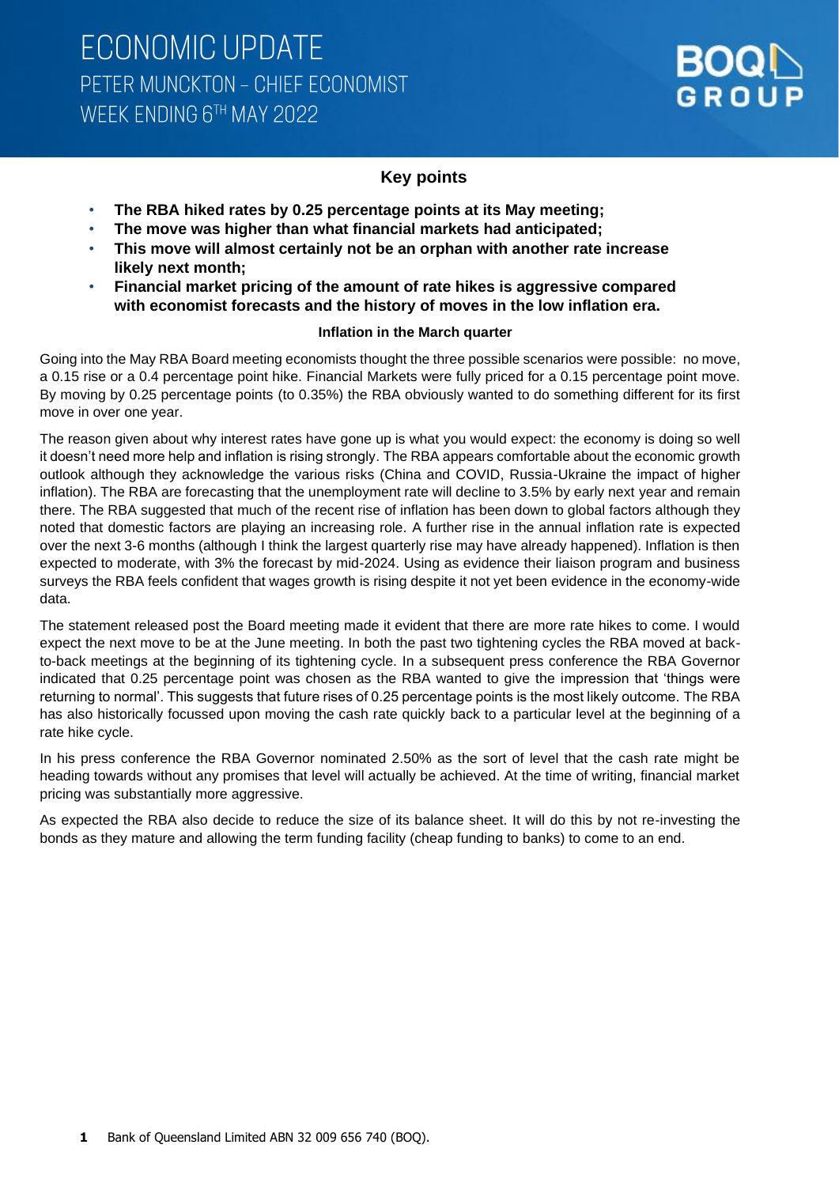# ECONOMIC UPDATE

## PETER MUNCKTON – CHIEF ECONOMIST

## WEEK ENDING 6TH MAY 2022

BOQ GROUP

### Key points

- **The RBA hiked rates by 0.25 percentage points at its May meeting;**
- **The move was higher than what financial markets had anticipated;**
- **This move will almost certainly not be an orphan with another rate increase likely next month;**
- **Financial market pricing of the amount of rate hikes is aggressive compared with economist forecasts and the history of moves in the low inflation era.**

#### Inflation in the March quarter

Going into the May RBA Board meeting economists thought the three possible scenarios were possible: no move, a 0.15 rise or a 0.4 percentage point hike. Financial Markets were fully priced for a 0.15 percentage point move. By moving by 0.25 percentage points (to 0.35%) the RBA obviously wanted to do something different for its first move in over one year.

The reason given about why interest rates have gone up is what you would expect: the economy is doing so well it doesn't need more help and inflation is rising strongly. The RBA appears comfortable about the economic growth outlook although they acknowledge the various risks (China and COVID, Russia-Ukraine the impact of higher inflation). The RBA are forecasting that the unemployment rate will decline to 3.5% by early next year and remain there. The RBA suggested that much of the recent rise of inflation has been down to global factors although they noted that domestic factors are playing an increasing role. A further rise in the annual inflation rate is expected over the next 3-6 months (although I think the largest quarterly rise may have already happened). Inflation is then expected to moderate, with 3% the forecast by mid-2024. Using as evidence their liaison program and business surveys the RBA feels confident that wages growth is rising despite it not yet been evidence in the economy-wide data.

The statement released post the Board meeting made it evident that there are more rate hikes to come. I would expect the next move to be at the June meeting. In both the past two tightening cycles the RBA moved at back-to-back meetings at the beginning of its tightening cycle. In a subsequent press conference the RBA Governor indicated that 0.25 percentage point was chosen as the RBA wanted to give the impression that 'things were returning to normal'. This suggests that future rises of 0.25 percentage points is the most likely outcome. The RBA has also historically focussed upon moving the cash rate quickly back to a particular level at the beginning of a rate hike cycle.

In his press conference the RBA Governor nominated 2.50% as the sort of level that the cash rate might be heading towards without any promises that level will actually be achieved. At the time of writing, financial market pricing was substantially more aggressive.

As expected the RBA also decide to reduce the size of its balance sheet. It will do this by not re-investing the bonds as they mature and allowing the term funding facility (cheap funding to banks) to come to an end.

Bank of Queensland Limited ABN 32 009 656 740 (BOQ).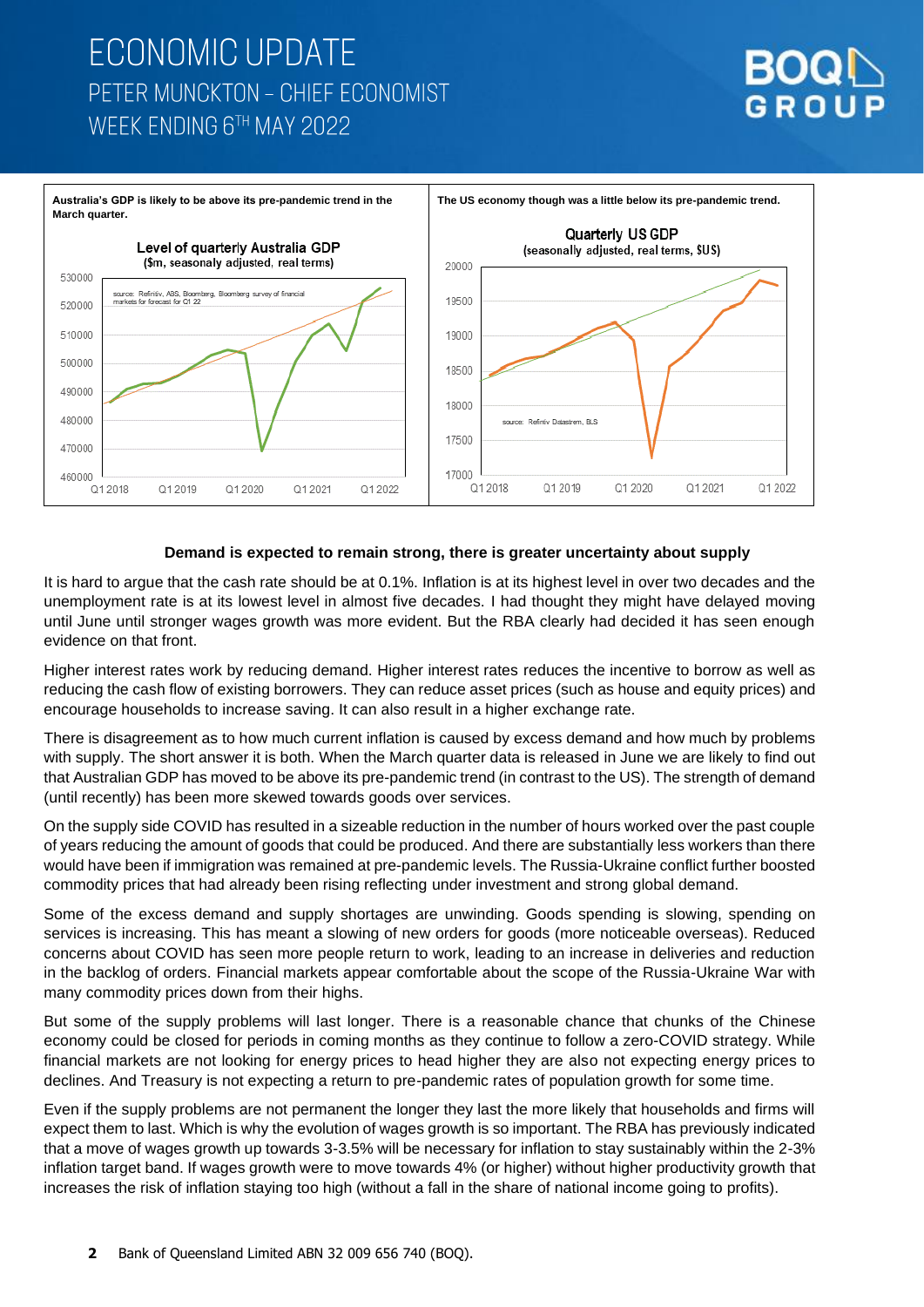# ECONOMIC UPDATE

## PETER MUNCKTON – CHIEF ECONOMIST

## WEEK ENDING 6TH MAY 2022

**Australia's GDP is likely to be above its pre-pandemic trend in the March quarter.**

Level of quarterly Australia GDP
($m, seasonaly adjusted, real terms)

source: Refinitiv, ABS, Bloomberg, Bloomberg survey of financial markets for forecast for Q1 22

**The US economy though was a little below its pre-pandemic trend.**

Quarterly US GDP
(seasonally adjusted, real terms, $US)

source: Refinitiv Datastream, BLS

### Demand is expected to remain strong, there is greater uncertainty about supply

It is hard to argue that the cash rate should be at 0.1%. Inflation is at its highest level in over two decades and the unemployment rate is at its lowest level in almost five decades. I had thought they might have delayed moving until June until stronger wages growth was more evident. But the RBA clearly had decided it has seen enough evidence on that front.

Higher interest rates work by reducing demand. Higher interest rates reduces the incentive to borrow as well as reducing the cash flow of existing borrowers. They can reduce asset prices (such as house and equity prices) and encourage households to increase saving. It can also result in a higher exchange rate.

There is disagreement as to how much current inflation is caused by excess demand and how much by problems with supply. The short answer it is both. When the March quarter data is released in June we are likely to find out that Australian GDP has moved to be above its pre-pandemic trend (in contrast to the US). The strength of demand (until recently) has been more skewed towards goods over services.

On the supply side COVID has resulted in a sizeable reduction in the number of hours worked over the past couple of years reducing the amount of goods that could be produced. And there are substantially less workers than there would have been if immigration was remained at pre-pandemic levels. The Russia-Ukraine conflict further boosted commodity prices that had already been rising reflecting under investment and strong global demand.

Some of the excess demand and supply shortages are unwinding. Goods spending is slowing, spending on services is increasing. This has meant a slowing of new orders for goods (more noticeable overseas). Reduced concerns about COVID has seen more people return to work, leading to an increase in deliveries and reduction in the backlog of orders. Financial markets appear comfortable about the scope of the Russia-Ukraine War with many commodity prices down from their highs.

But some of the supply problems will last longer. There is a reasonable chance that chunks of the Chinese economy could be closed for periods in coming months as they continue to follow a zero-COVID strategy. While financial markets are not looking for energy prices to head higher they are also not expecting energy prices to declines. And Treasury is not expecting a return to pre-pandemic rates of population growth for some time.

Even if the supply problems are not permanent the longer they last the more likely that households and firms will expect them to last. Which is why the evolution of wages growth is so important. The RBA has previously indicated that a move of wages growth up towards 3-3.5% will be necessary for inflation to stay sustainably within the 2-3% inflation target band. If wages growth were to move towards 4% (or higher) without higher productivity growth that increases the risk of inflation staying too high (without a fall in the share of national income going to profits).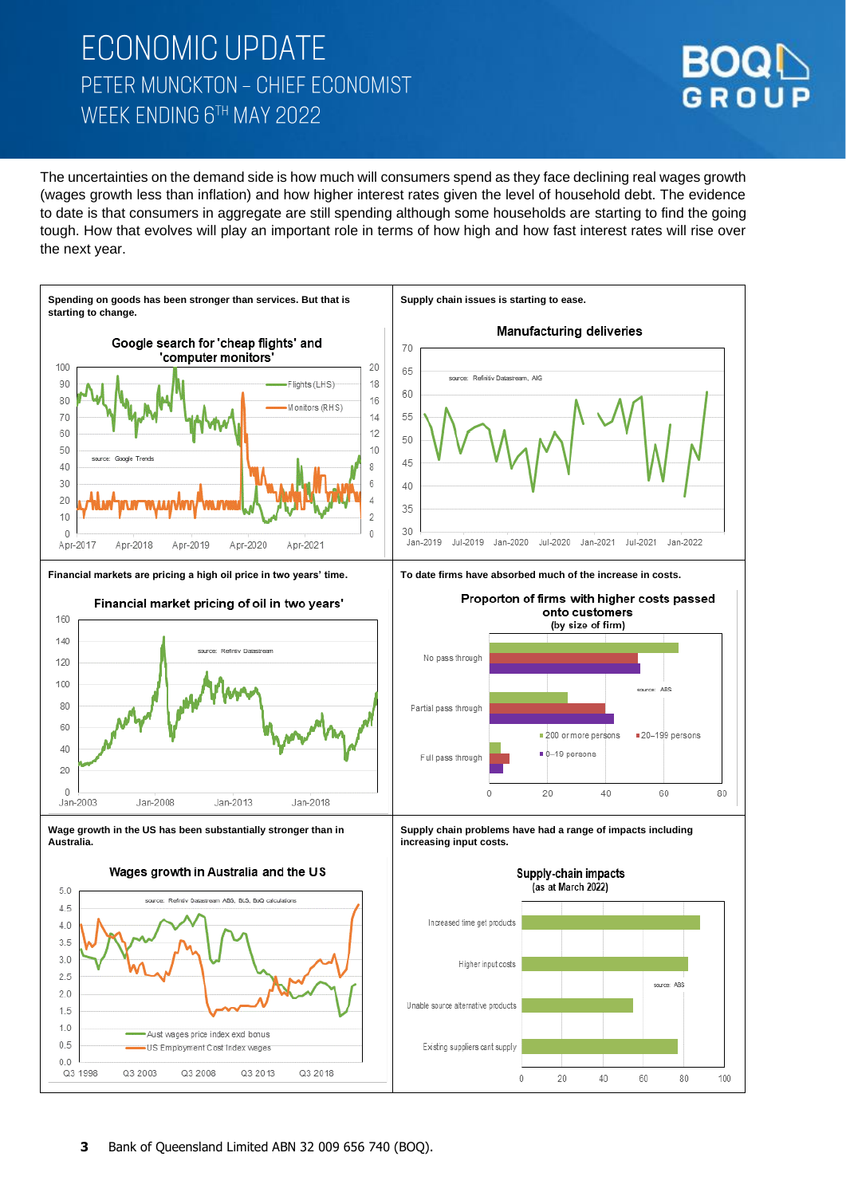The uncertainties on the demand side is how much will consumers spend as they face declining real wages growth (wages growth less than inflation) and how higher interest rates given the level of household debt. The evidence to date is that consumers in aggregate are still spending although some households are starting to find the going tough. How that evolves will play an important role in terms of how high and how fast interest rates will rise over the next year.

**Spending on goods has been stronger than services. But that is starting to change.**

Google search for 'cheap flights' and 'computer monitors'

Flights (LHS)
Monitors (RHS)
source: Google Trends

**Supply chain issues is starting to ease.**

Manufacturing deliveries

source: Refinitiv Datastream, AIG

**Financial markets are pricing a high oil price in two years' time.**

Financial market pricing of oil in two years'

source: Refinitiv Datastream

**To date firms have absorbed much of the increase in costs.**

Proporton of firms with higher costs passed onto customers (by size of firm)

No pass through
Partial pass through
Full pass through
200 or more persons
20–199 persons
0–19 persons
source: ABS

**Wage growth in the US has been substantially stronger than in Australia.**

Wages growth in Australia and the US

source: Refinitiv Datastream ABS, BLS, BoQ calculations
Aust wages price index excl bonus
US Employment Cost Index wages

**Supply chain problems have had a range of impacts including increasing input costs.**

Supply-chain impacts (as at March 2022)

Increased time get products
Higher input costs
Unable source alternative products
Existing suppliers cant supply
source: ABS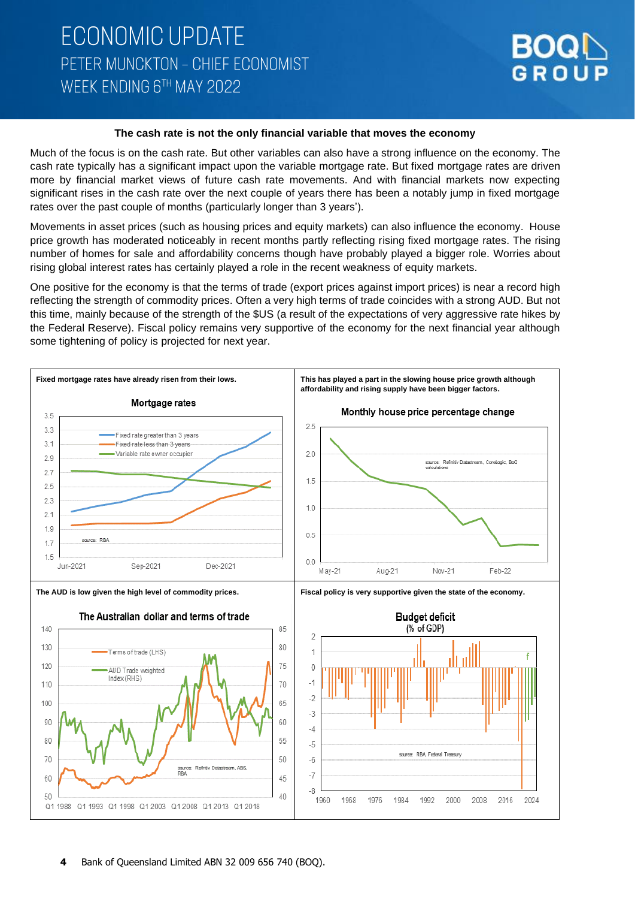# ECONOMIC UPDATE

## PETER MUNCKTON – CHIEF ECONOMIST

## WEEK ENDING 6TH MAY 2022

**The cash rate is not the only financial variable that moves the economy**

Much of the focus is on the cash rate. But other variables can also have a strong influence on the economy. The cash rate typically has a significant impact upon the variable mortgage rate. But fixed mortgage rates are driven more by financial market views of future cash rate movements. And with financial markets now expecting significant rises in the cash rate over the next couple of years there has been a notably jump in fixed mortgage rates over the past couple of months (particularly longer than 3 years').

Movements in asset prices (such as housing prices and equity markets) can also influence the economy. House price growth has moderated noticeably in recent months partly reflecting rising fixed mortgage rates. The rising number of homes for sale and affordability concerns though have probably played a bigger role. Worries about rising global interest rates has certainly played a role in the recent weakness of equity markets.

One positive for the economy is that the terms of trade (export prices against import prices) is near a record high reflecting the strength of commodity prices. Often a very high terms of trade coincides with a strong AUD. But not this time, mainly because of the strength of the $US (a result of the expectations of very aggressive rate hikes by the Federal Reserve). Fiscal policy remains very supportive of the economy for the next financial year although some tightening of policy is projected for next year.

**Fixed mortgage rates have already risen from their lows.**

Mortgage rates

Legend: Fixed rate greater than 3 years; Fixed rate less than 3 years; Variable rate owner occupier

source: RBA

**This has played a part in the slowing house price growth although affordability and rising supply have been bigger factors.**

Monthly house price percentage change

source: Refinitiv Datastream, CoreLogic, BoQ calculations

**The AUD is low given the high level of commodity prices.**

The Australian dollar and terms of trade

Legend: Terms of trade (LHS); AUD Trade weighted Index (RHS)

source: Refinitiv Datastream, ABS, RBA

**Fiscal policy is very supportive given the state of the economy.**

Budget deficit (% of GDP)

source: RBA, Federal Treasury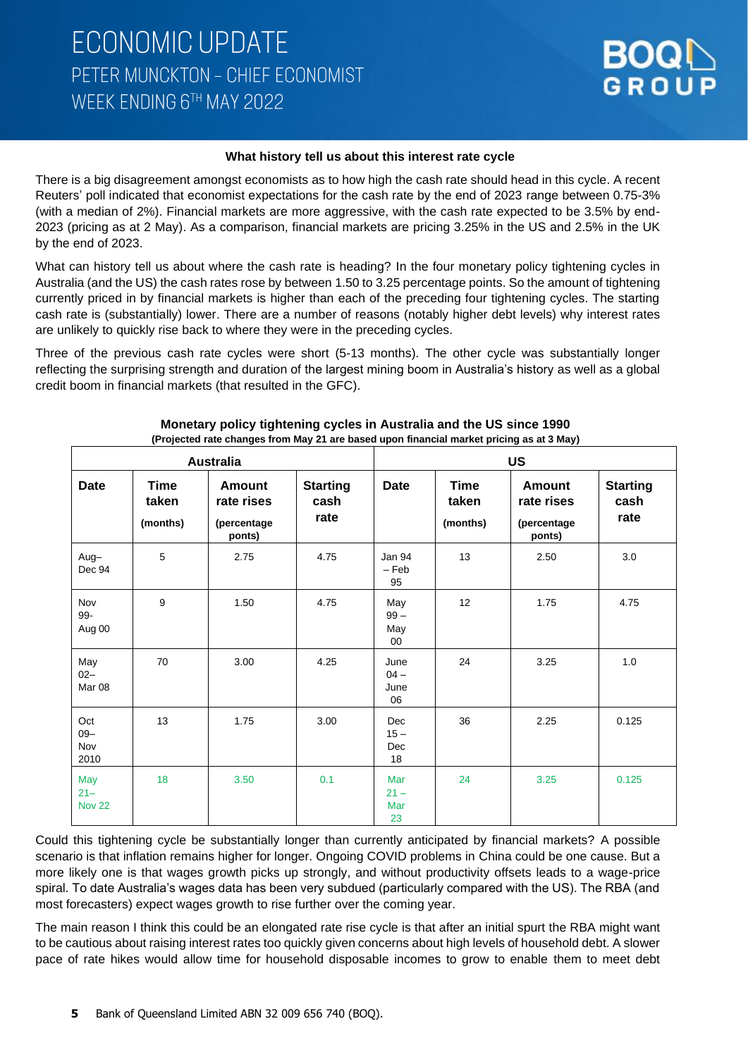**What history tell us about this interest rate cycle**

There is a big disagreement amongst economists as to how high the cash rate should head in this cycle. A recent Reuters' poll indicated that economist expectations for the cash rate by the end of 2023 range between 0.75-3% (with a median of 2%). Financial markets are more aggressive, with the cash rate expected to be 3.5% by end-2023 (pricing as at 2 May). As a comparison, financial markets are pricing 3.25% in the US and 2.5% in the UK by the end of 2023.

What can history tell us about where the cash rate is heading? In the four monetary policy tightening cycles in Australia (and the US) the cash rates rose by between 1.50 to 3.25 percentage points. So the amount of tightening currently priced in by financial markets is higher than each of the preceding four tightening cycles. The starting cash rate is (substantially) lower. There are a number of reasons (notably higher debt levels) why interest rates are unlikely to quickly rise back to where they were in the preceding cycles.

Three of the previous cash rate cycles were short (5-13 months). The other cycle was substantially longer reflecting the surprising strength and duration of the largest mining boom in Australia's history as well as a global credit boom in financial markets (that resulted in the GFC).

**Monetary policy tightening cycles in Australia and the US since 1990**
**(Projected rate changes from May 21 are based upon financial market pricing as at 3 May)**

| Australia | | | | US | | | |
|---|---|---|---|---|---|---|---|
| Date | Time taken (months) | Amount rate rises (percentage ponts) | Starting cash rate | Date | Time taken (months) | Amount rate rises (percentage ponts) | Starting cash rate |
| Aug–Dec 94 | 5 | 2.75 | 4.75 | Jan 94 – Feb 95 | 13 | 2.50 | 3.0 |
| Nov 99-Aug 00 | 9 | 1.50 | 4.75 | May 99 – May 00 | 12 | 1.75 | 4.75 |
| May 02–Mar 08 | 70 | 3.00 | 4.25 | June 04 – June 06 | 24 | 3.25 | 1.0 |
| Oct 09–Nov 2010 | 13 | 1.75 | 3.00 | Dec 15 – Dec 18 | 36 | 2.25 | 0.125 |
| May 21–Nov 22 | 18 | 3.50 | 0.1 | Mar 21 – Mar 23 | 24 | 3.25 | 0.125 |

Could this tightening cycle be substantially longer than currently anticipated by financial markets? A possible scenario is that inflation remains higher for longer. Ongoing COVID problems in China could be one cause. But a more likely one is that wages growth picks up strongly, and without productivity offsets leads to a wage-price spiral. To date Australia's wages data has been very subdued (particularly compared with the US). The RBA (and most forecasters) expect wages growth to rise further over the coming year.

The main reason I think this could be an elongated rate rise cycle is that after an initial spurt the RBA might want to be cautious about raising interest rates too quickly given concerns about high levels of household debt. A slower pace of rate hikes would allow time for household disposable incomes to grow to enable them to meet debt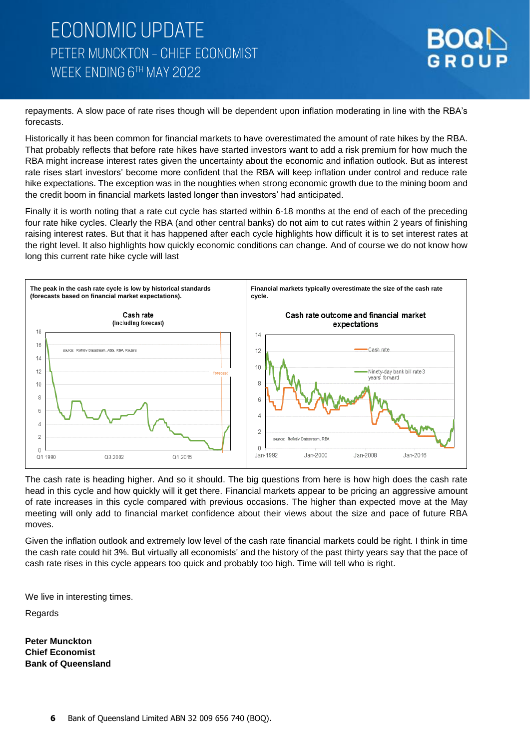repayments. A slow pace of rate rises though will be dependent upon inflation moderating in line with the RBA's forecasts.

Historically it has been common for financial markets to have overestimated the amount of rate hikes by the RBA. That probably reflects that before rate hikes have started investors want to add a risk premium for how much the RBA might increase interest rates given the uncertainty about the economic and inflation outlook. But as interest rate rises start investors' become more confident that the RBA will keep inflation under control and reduce rate hike expectations. The exception was in the noughties when strong economic growth due to the mining boom and the credit boom in financial markets lasted longer than investors' had anticipated.

Finally it is worth noting that a rate cut cycle has started within 6-18 months at the end of each of the preceding four rate hike cycles. Clearly the RBA (and other central banks) do not aim to cut rates within 2 years of finishing raising interest rates. But that it has happened after each cycle highlights how difficult it is to set interest rates at the right level. It also highlights how quickly economic conditions can change. And of course we do not know how long this current rate hike cycle will last

**The peak in the cash rate cycle is low by historical standards (forecasts based on financial market expectations).**

Cash rate
(including forecast)

source: Refinitiv Datastream, ABS, RBA, Reuters

forecast

18
16
14
12
10
8
6
4
2
0

Q1 1990
Q3 2002
Q1 2015

**Financial markets typically overestimate the size of the cash rate cycle.**

Cash rate outcome and financial market expectations

Cash rate

Ninety-day bank bill rate 3 years' forward

source: Refinitiv Datastream, RBA

14
12
10
8
6
4
2
0

Jan-1992
Jan-2000
Jan-2008
Jan-2016

The cash rate is heading higher. And so it should. The big questions from here is how high does the cash rate head in this cycle and how quickly will it get there. Financial markets appear to be pricing an aggressive amount of rate increases in this cycle compared with previous occasions. The higher than expected move at the May meeting will only add to financial market confidence about their views about the size and pace of future RBA moves.

Given the inflation outlook and extremely low level of the cash rate financial markets could be right. I think in time the cash rate could hit 3%. But virtually all economists' and the history of the past thirty years say that the pace of cash rate rises in this cycle appears too quick and probably too high. Time will tell who is right.

We live in interesting times.

Regards

**Peter Munckton**
**Chief Economist**
**Bank of Queensland**